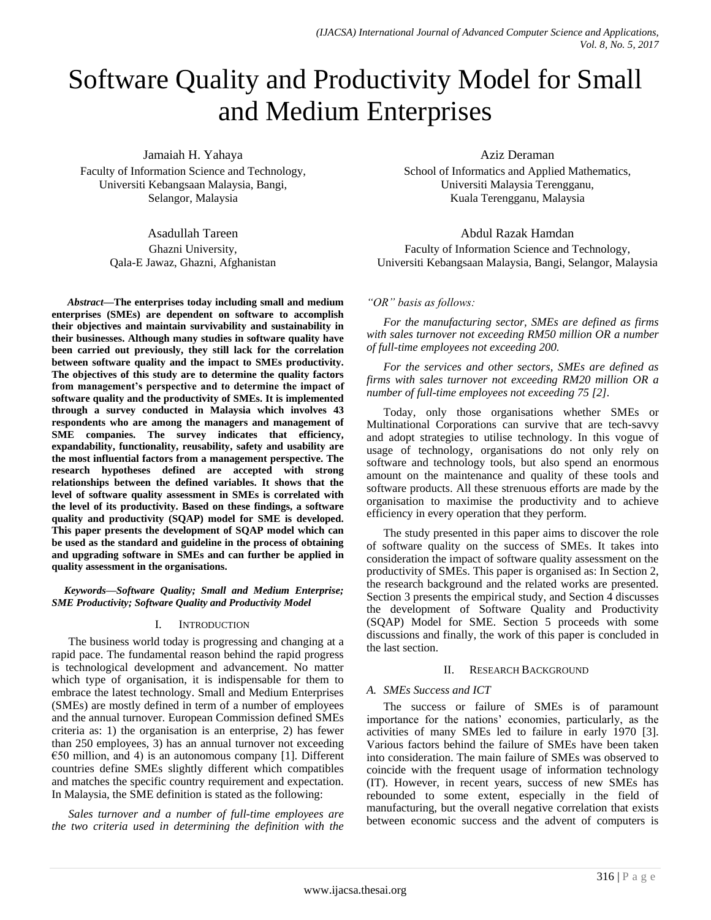# Software Quality and Productivity Model for Small and Medium Enterprises

Jamaiah H. Yahaya
Faculty of Information Science and Technology,
Universiti Kebangsaan Malaysia, Bangi,
Selangor, Malaysia

Aziz Deraman
School of Informatics and Applied Mathematics,
Universiti Malaysia Terengganu,
Kuala Terengganu, Malaysia

Asadullah Tareen
Ghazni University,
Qala-E Jawaz, Ghazni, Afghanistan

Abdul Razak Hamdan
Faculty of Information Science and Technology,
Universiti Kebangsaan Malaysia, Bangi, Selangor, Malaysia

***Abstract*—The enterprises today including small and medium enterprises (SMEs) are dependent on software to accomplish their objectives and maintain survivability and sustainability in their businesses. Although many studies in software quality have been carried out previously, they still lack for the correlation between software quality and the impact to SMEs productivity. The objectives of this study are to determine the quality factors from management's perspective and to determine the impact of software quality and the productivity of SMEs. It is implemented through a survey conducted in Malaysia which involves 43 respondents who are among the managers and management of SME companies. The survey indicates that efficiency, expandability, functionality, reusability, safety and usability are the most influential factors from a management perspective. The research hypotheses defined are accepted with strong relationships between the defined variables. It shows that the level of software quality assessment in SMEs is correlated with the level of its productivity. Based on these findings, a software quality and productivity (SQAP) model for SME is developed. This paper presents the development of SQAP model which can be used as the standard and guideline in the process of obtaining and upgrading software in SMEs and can further be applied in quality assessment in the organisations.**

***Keywords*—*Software Quality; Small and Medium Enterprise; SME Productivity; Software Quality and Productivity Model***

## I. Introduction

The business world today is progressing and changing at a rapid pace. The fundamental reason behind the rapid progress is technological development and advancement. No matter which type of organisation, it is indispensable for them to embrace the latest technology. Small and Medium Enterprises (SMEs) are mostly defined in term of a number of employees and the annual turnover. European Commission defined SMEs criteria as: 1) the organisation is an enterprise, 2) has fewer than 250 employees, 3) has an annual turnover not exceeding €50 million, and 4) is an autonomous company [1]. Different countries define SMEs slightly different which compatibles and matches the specific country requirement and expectation. In Malaysia, the SME definition is stated as the following:

*Sales turnover and a number of full-time employees are the two criteria used in determining the definition with the "OR" basis as follows:*

*For the manufacturing sector, SMEs are defined as firms with sales turnover not exceeding RM50 million OR a number of full-time employees not exceeding 200.*

*For the services and other sectors, SMEs are defined as firms with sales turnover not exceeding RM20 million OR a number of full-time employees not exceeding 75 [2].*

Today, only those organisations whether SMEs or Multinational Corporations can survive that are tech-savvy and adopt strategies to utilise technology. In this vogue of usage of technology, organisations do not only rely on software and technology tools, but also spend an enormous amount on the maintenance and quality of these tools and software products. All these strenuous efforts are made by the organisation to maximise the productivity and to achieve efficiency in every operation that they perform.

The study presented in this paper aims to discover the role of software quality on the success of SMEs. It takes into consideration the impact of software quality assessment on the productivity of SMEs. This paper is organised as: In Section 2, the research background and the related works are presented. Section 3 presents the empirical study, and Section 4 discusses the development of Software Quality and Productivity (SQAP) Model for SME. Section 5 proceeds with some discussions and finally, the work of this paper is concluded in the last section.

## II. Research Background

### A. SMEs Success and ICT

The success or failure of SMEs is of paramount importance for the nations' economies, particularly, as the activities of many SMEs led to failure in early 1970 [3]. Various factors behind the failure of SMEs have been taken into consideration. The main failure of SMEs was observed to coincide with the frequent usage of information technology (IT). However, in recent years, success of new SMEs has rebounded to some extent, especially in the field of manufacturing, but the overall negative correlation that exists between economic success and the advent of computers is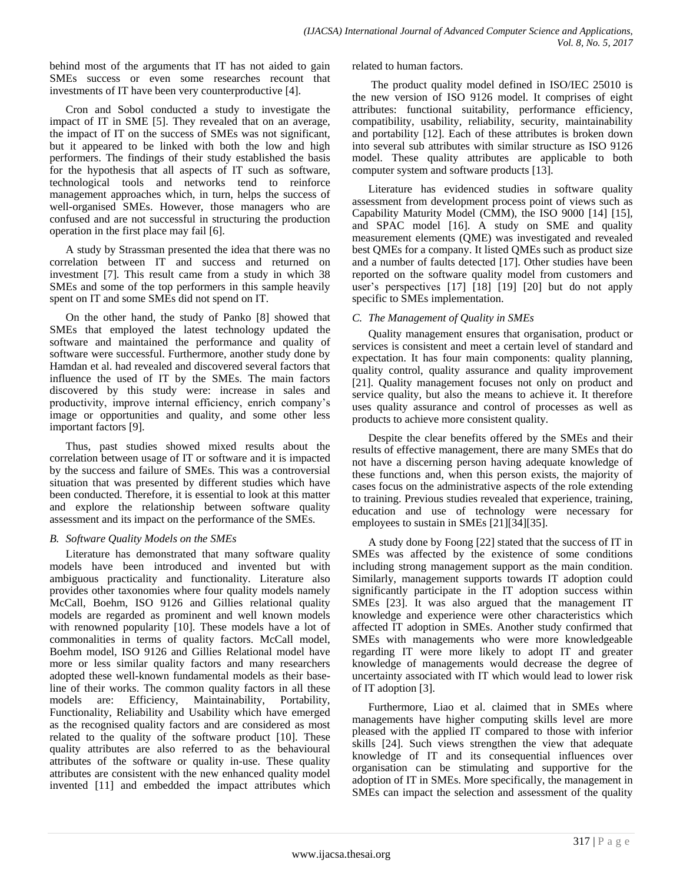behind most of the arguments that IT has not aided to gain SMEs success or even some researches recount that investments of IT have been very counterproductive [4].

Cron and Sobol conducted a study to investigate the impact of IT in SME [5]. They revealed that on an average, the impact of IT on the success of SMEs was not significant, but it appeared to be linked with both the low and high performers. The findings of their study established the basis for the hypothesis that all aspects of IT such as software, technological tools and networks tend to reinforce management approaches which, in turn, helps the success of well-organised SMEs. However, those managers who are confused and are not successful in structuring the production operation in the first place may fail [6].

A study by Strassman presented the idea that there was no correlation between IT and success and returned on investment [7]. This result came from a study in which 38 SMEs and some of the top performers in this sample heavily spent on IT and some SMEs did not spend on IT.

On the other hand, the study of Panko [8] showed that SMEs that employed the latest technology updated the software and maintained the performance and quality of software were successful. Furthermore, another study done by Hamdan et al. had revealed and discovered several factors that influence the used of IT by the SMEs. The main factors discovered by this study were: increase in sales and productivity, improve internal efficiency, enrich company's image or opportunities and quality, and some other less important factors [9].

Thus, past studies showed mixed results about the correlation between usage of IT or software and it is impacted by the success and failure of SMEs. This was a controversial situation that was presented by different studies which have been conducted. Therefore, it is essential to look at this matter and explore the relationship between software quality assessment and its impact on the performance of the SMEs.

### *B. Software Quality Models on the SMEs*

Literature has demonstrated that many software quality models have been introduced and invented but with ambiguous practicality and functionality. Literature also provides other taxonomies where four quality models namely McCall, Boehm, ISO 9126 and Gillies relational quality models are regarded as prominent and well known models with renowned popularity [10]. These models have a lot of commonalities in terms of quality factors. McCall model, Boehm model, ISO 9126 and Gillies Relational model have more or less similar quality factors and many researchers adopted these well-known fundamental models as their base-line of their works. The common quality factors in all these models are: Efficiency, Maintainability, Portability, Functionality, Reliability and Usability which have emerged as the recognised quality factors and are considered as most related to the quality of the software product [10]. These quality attributes are also referred to as the behavioural attributes of the software or quality in-use. These quality attributes are consistent with the new enhanced quality model invented [11] and embedded the impact attributes which related to human factors.

The product quality model defined in ISO/IEC 25010 is the new version of ISO 9126 model. It comprises of eight attributes: functional suitability, performance efficiency, compatibility, usability, reliability, security, maintainability and portability [12]. Each of these attributes is broken down into several sub attributes with similar structure as ISO 9126 model. These quality attributes are applicable to both computer system and software products [13].

Literature has evidenced studies in software quality assessment from development process point of views such as Capability Maturity Model (CMM), the ISO 9000 [14] [15], and SPAC model [16]. A study on SME and quality measurement elements (QME) was investigated and revealed best QMEs for a company. It listed QMEs such as product size and a number of faults detected [17]. Other studies have been reported on the software quality model from customers and user's perspectives [17] [18] [19] [20] but do not apply specific to SMEs implementation.

### *C. The Management of Quality in SMEs*

Quality management ensures that organisation, product or services is consistent and meet a certain level of standard and expectation. It has four main components: quality planning, quality control, quality assurance and quality improvement [21]. Quality management focuses not only on product and service quality, but also the means to achieve it. It therefore uses quality assurance and control of processes as well as products to achieve more consistent quality.

Despite the clear benefits offered by the SMEs and their results of effective management, there are many SMEs that do not have a discerning person having adequate knowledge of these functions and, when this person exists, the majority of cases focus on the administrative aspects of the role extending to training. Previous studies revealed that experience, training, education and use of technology were necessary for employees to sustain in SMEs [21][34][35].

A study done by Foong [22] stated that the success of IT in SMEs was affected by the existence of some conditions including strong management support as the main condition. Similarly, management supports towards IT adoption could significantly participate in the IT adoption success within SMEs [23]. It was also argued that the management IT knowledge and experience were other characteristics which affected IT adoption in SMEs. Another study confirmed that SMEs with managements who were more knowledgeable regarding IT were more likely to adopt IT and greater knowledge of managements would decrease the degree of uncertainty associated with IT which would lead to lower risk of IT adoption [3].

Furthermore, Liao et al. claimed that in SMEs where managements have higher computing skills level are more pleased with the applied IT compared to those with inferior skills [24]. Such views strengthen the view that adequate knowledge of IT and its consequential influences over organisation can be stimulating and supportive for the adoption of IT in SMEs. More specifically, the management in SMEs can impact the selection and assessment of the quality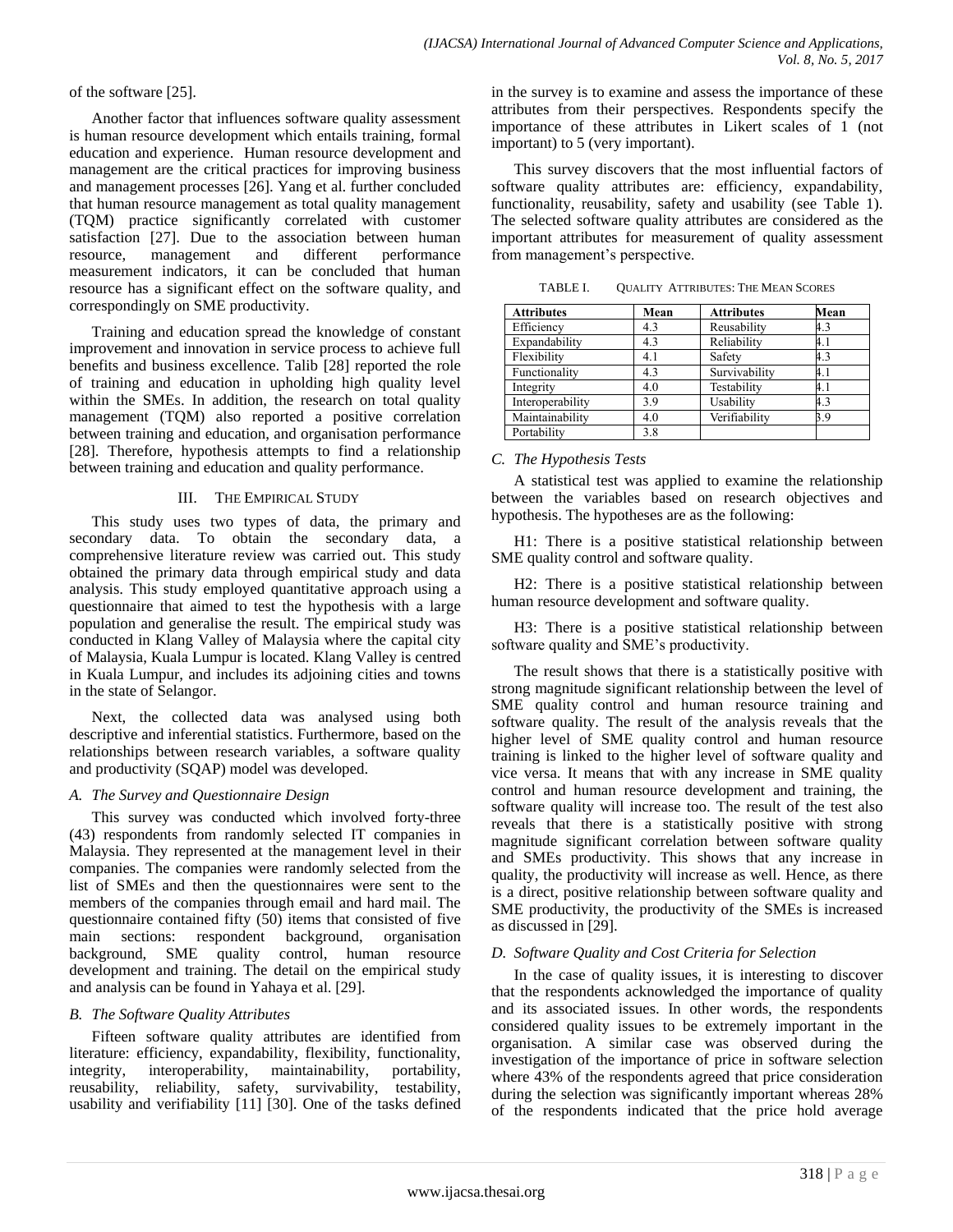of the software [25].

Another factor that influences software quality assessment is human resource development which entails training, formal education and experience. Human resource development and management are the critical practices for improving business and management processes [26]. Yang et al. further concluded that human resource management as total quality management (TQM) practice significantly correlated with customer satisfaction [27]. Due to the association between human resource, management and different performance measurement indicators, it can be concluded that human resource has a significant effect on the software quality, and correspondingly on SME productivity.

Training and education spread the knowledge of constant improvement and innovation in service process to achieve full benefits and business excellence. Talib [28] reported the role of training and education in upholding high quality level within the SMEs. In addition, the research on total quality management (TQM) also reported a positive correlation between training and education, and organisation performance [28]. Therefore, hypothesis attempts to find a relationship between training and education and quality performance.

## III. The Empirical Study

This study uses two types of data, the primary and secondary data. To obtain the secondary data, a comprehensive literature review was carried out. This study obtained the primary data through empirical study and data analysis. This study employed quantitative approach using a questionnaire that aimed to test the hypothesis with a large population and generalise the result. The empirical study was conducted in Klang Valley of Malaysia where the capital city of Malaysia, Kuala Lumpur is located. Klang Valley is centred in Kuala Lumpur, and includes its adjoining cities and towns in the state of Selangor.

Next, the collected data was analysed using both descriptive and inferential statistics. Furthermore, based on the relationships between research variables, a software quality and productivity (SQAP) model was developed.

### *A. The Survey and Questionnaire Design*

This survey was conducted which involved forty-three (43) respondents from randomly selected IT companies in Malaysia. They represented at the management level in their companies. The companies were randomly selected from the list of SMEs and then the questionnaires were sent to the members of the companies through email and hard mail. The questionnaire contained fifty (50) items that consisted of five main sections: respondent background, organisation background, SME quality control, human resource development and training. The detail on the empirical study and analysis can be found in Yahaya et al. [29].

### *B. The Software Quality Attributes*

Fifteen software quality attributes are identified from literature: efficiency, expandability, flexibility, functionality, integrity, interoperability, maintainability, portability, reusability, reliability, safety, survivability, testability, usability and verifiability [11] [30]. One of the tasks defined in the survey is to examine and assess the importance of these attributes from their perspectives. Respondents specify the importance of these attributes in Likert scales of 1 (not important) to 5 (very important).

This survey discovers that the most influential factors of software quality attributes are: efficiency, expandability, functionality, reusability, safety and usability (see Table 1). The selected software quality attributes are considered as the important attributes for measurement of quality assessment from management's perspective.

TABLE I. Quality Attributes: The Mean Scores

| Attributes | Mean | Attributes | Mean |
|---|---|---|---|
| Efficiency | 4.3 | Reusability | 4.3 |
| Expandability | 4.3 | Reliability | 4.1 |
| Flexibility | 4.1 | Safety | 4.3 |
| Functionality | 4.3 | Survivability | 4.1 |
| Integrity | 4.0 | Testability | 4.1 |
| Interoperability | 3.9 | Usability | 4.3 |
| Maintainability | 4.0 | Verifiability | 3.9 |
| Portability | 3.8 | | |

### *C. The Hypothesis Tests*

A statistical test was applied to examine the relationship between the variables based on research objectives and hypothesis. The hypotheses are as the following:

H1: There is a positive statistical relationship between SME quality control and software quality.

H2: There is a positive statistical relationship between human resource development and software quality.

H3: There is a positive statistical relationship between software quality and SME's productivity.

The result shows that there is a statistically positive with strong magnitude significant relationship between the level of SME quality control and human resource training and software quality. The result of the analysis reveals that the higher level of SME quality control and human resource training is linked to the higher level of software quality and vice versa. It means that with any increase in SME quality control and human resource development and training, the software quality will increase too. The result of the test also reveals that there is a statistically positive with strong magnitude significant correlation between software quality and SMEs productivity. This shows that any increase in quality, the productivity will increase as well. Hence, as there is a direct, positive relationship between software quality and SME productivity, the productivity of the SMEs is increased as discussed in [29].

### *D. Software Quality and Cost Criteria for Selection*

In the case of quality issues, it is interesting to discover that the respondents acknowledged the importance of quality and its associated issues. In other words, the respondents considered quality issues to be extremely important in the organisation. A similar case was observed during the investigation of the importance of price in software selection where 43% of the respondents agreed that price consideration during the selection was significantly important whereas 28% of the respondents indicated that the price hold average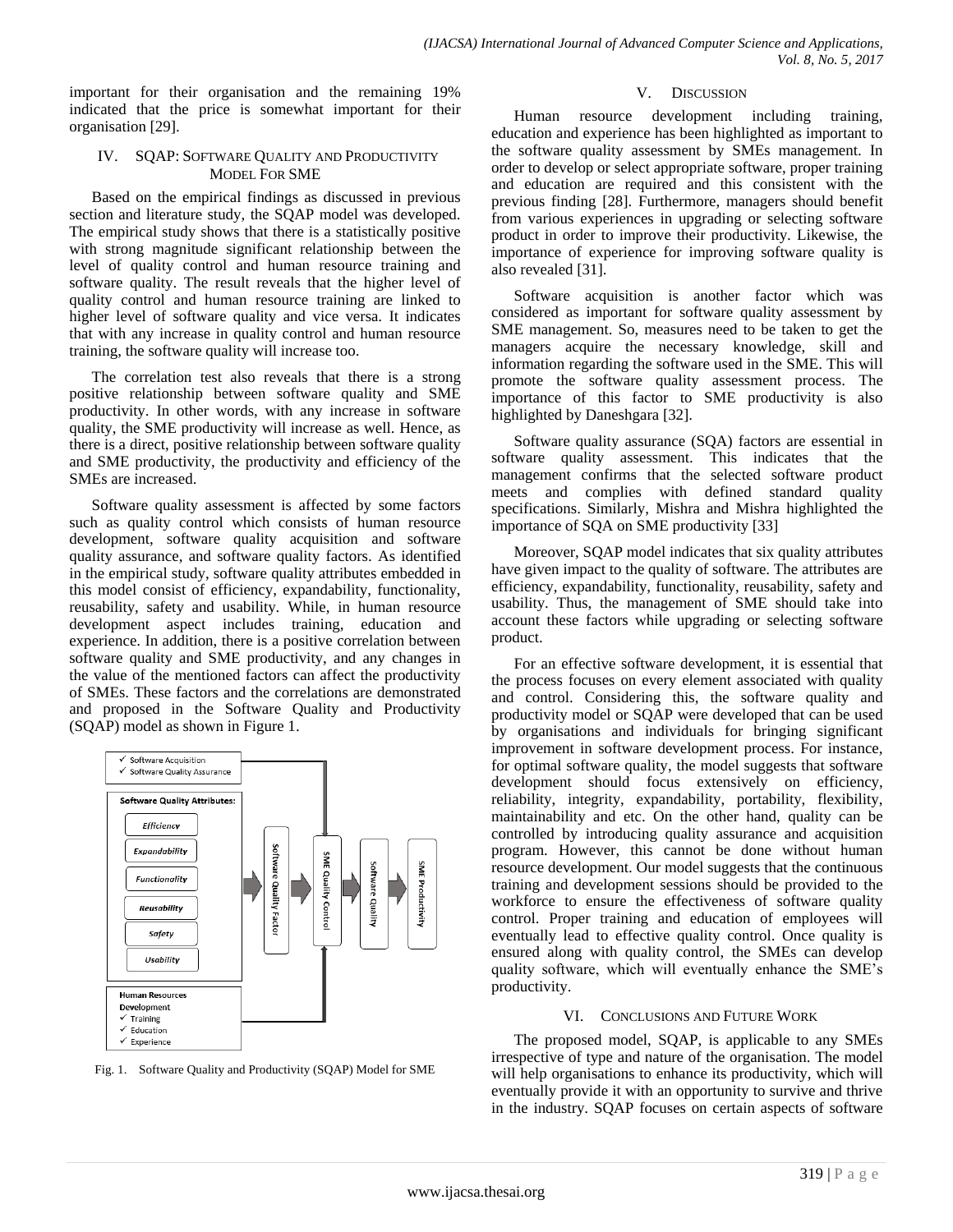important for their organisation and the remaining 19% indicated that the price is somewhat important for their organisation [29].

## IV. SQAP: Software Quality and Productivity Model For SME

Based on the empirical findings as discussed in previous section and literature study, the SQAP model was developed. The empirical study shows that there is a statistically positive with strong magnitude significant relationship between the level of quality control and human resource training and software quality. The result reveals that the higher level of quality control and human resource training are linked to higher level of software quality and vice versa. It indicates that with any increase in quality control and human resource training, the software quality will increase too.

The correlation test also reveals that there is a strong positive relationship between software quality and SME productivity. In other words, with any increase in software quality, the SME productivity will increase as well. Hence, as there is a direct, positive relationship between software quality and SME productivity, the productivity and efficiency of the SMEs are increased.

Software quality assessment is affected by some factors such as quality control which consists of human resource development, software quality acquisition and software quality assurance, and software quality factors. As identified in the empirical study, software quality attributes embedded in this model consist of efficiency, expandability, functionality, reusability, safety and usability. While, in human resource development aspect includes training, education and experience. In addition, there is a positive correlation between software quality and SME productivity, and any changes in the value of the mentioned factors can affect the productivity of SMEs. These factors and the correlations are demonstrated and proposed in the Software Quality and Productivity (SQAP) model as shown in Figure 1.

- ✓ Software Acquisition
- ✓ Software Quality Assurance

**Software Quality Attributes:**

- *Efficiency*
- *Expandability*
- *Functionality*
- *Reusability*
- *Safety*
- *Usability*

**Human Resources Development**

- ✓ Training
- ✓ Education
- ✓ Experience

Software Quality Factor → SME Quality Control → Software Quality → SME Productivity

Fig. 1. Software Quality and Productivity (SQAP) Model for SME

## V. Discussion

Human resource development including training, education and experience has been highlighted as important to the software quality assessment by SMEs management. In order to develop or select appropriate software, proper training and education are required and this consistent with the previous finding [28]. Furthermore, managers should benefit from various experiences in upgrading or selecting software product in order to improve their productivity. Likewise, the importance of experience for improving software quality is also revealed [31].

Software acquisition is another factor which was considered as important for software quality assessment by SME management. So, measures need to be taken to get the managers acquire the necessary knowledge, skill and information regarding the software used in the SME. This will promote the software quality assessment process. The importance of this factor to SME productivity is also highlighted by Daneshgara [32].

Software quality assurance (SQA) factors are essential in software quality assessment. This indicates that the management confirms that the selected software product meets and complies with defined standard quality specifications. Similarly, Mishra and Mishra highlighted the importance of SQA on SME productivity [33]

Moreover, SQAP model indicates that six quality attributes have given impact to the quality of software. The attributes are efficiency, expandability, functionality, reusability, safety and usability. Thus, the management of SME should take into account these factors while upgrading or selecting software product.

For an effective software development, it is essential that the process focuses on every element associated with quality and control. Considering this, the software quality and productivity model or SQAP were developed that can be used by organisations and individuals for bringing significant improvement in software development process. For instance, for optimal software quality, the model suggests that software development should focus extensively on efficiency, reliability, integrity, expandability, portability, flexibility, maintainability and etc. On the other hand, quality can be controlled by introducing quality assurance and acquisition program. However, this cannot be done without human resource development. Our model suggests that the continuous training and development sessions should be provided to the workforce to ensure the effectiveness of software quality control. Proper training and education of employees will eventually lead to effective quality control. Once quality is ensured along with quality control, the SMEs can develop quality software, which will eventually enhance the SME's productivity.

## VI. Conclusions and Future Work

The proposed model, SQAP, is applicable to any SMEs irrespective of type and nature of the organisation. The model will help organisations to enhance its productivity, which will eventually provide it with an opportunity to survive and thrive in the industry. SQAP focuses on certain aspects of software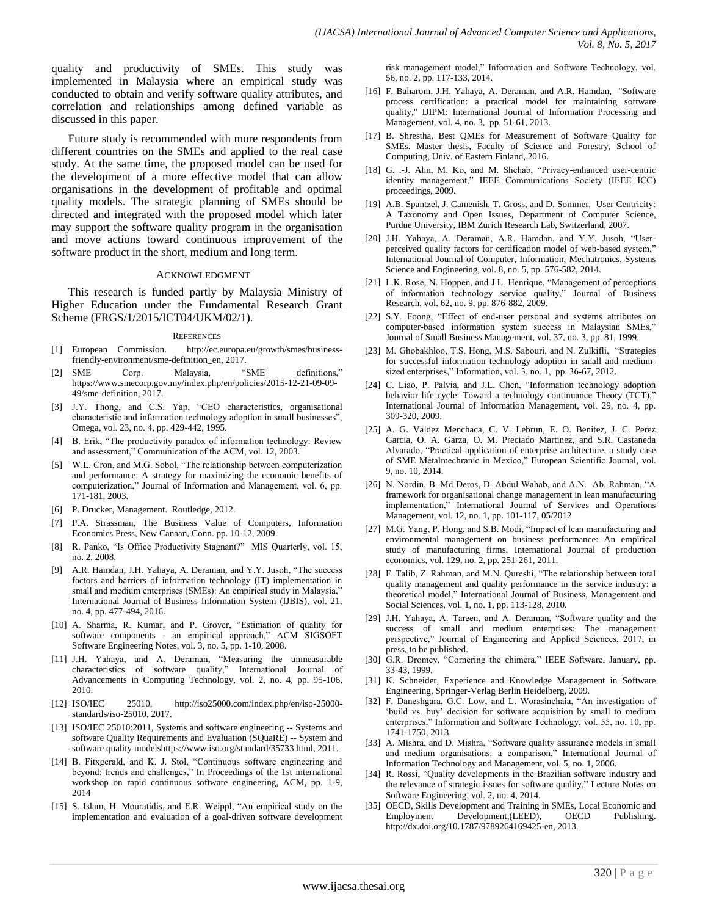quality and productivity of SMEs. This study was implemented in Malaysia where an empirical study was conducted to obtain and verify software quality attributes, and correlation and relationships among defined variable as discussed in this paper.

Future study is recommended with more respondents from different countries on the SMEs and applied to the real case study. At the same time, the proposed model can be used for the development of a more effective model that can allow organisations in the development of profitable and optimal quality models. The strategic planning of SMEs should be directed and integrated with the proposed model which later may support the software quality program in the organisation and move actions toward continuous improvement of the software product in the short, medium and long term.

## Acknowledgment

This research is funded partly by Malaysia Ministry of Higher Education under the Fundamental Research Grant Scheme (FRGS/1/2015/ICT04/UKM/02/1).

## References

[1] European Commission. http://ec.europa.eu/growth/smes/business-friendly-environment/sme-definition_en, 2017.

[2] SME Corp. Malaysia, "SME definitions," https://www.smecorp.gov.my/index.php/en/policies/2015-12-21-09-09-49/sme-definition, 2017.

[3] J.Y. Thong, and C.S. Yap, "CEO characteristics, organisational characteristic and information technology adoption in small businesses", Omega, vol. 23, no. 4, pp. 429-442, 1995.

[4] B. Erik, "The productivity paradox of information technology: Review and assessment," Communication of the ACM, vol. 12, 2003.

[5] W.L. Cron, and M.G. Sobol, "The relationship between computerization and performance: A strategy for maximizing the economic benefits of computerization," Journal of Information and Management, vol. 6, pp. 171-181, 2003.

[6] P. Drucker, Management. Routledge, 2012.

[7] P.A. Strassman, The Business Value of Computers, Information Economics Press, New Canaan, Conn. pp. 10-12, 2009.

[8] R. Panko, "Is Office Productivity Stagnant?" MIS Quarterly, vol. 15, no. 2, 2008.

[9] A.R. Hamdan, J.H. Yahaya, A. Deraman, and Y.Y. Jusoh, "The success factors and barriers of information technology (IT) implementation in small and medium enterprises (SMEs): An empirical study in Malaysia," International Journal of Business Information System (IJBIS), vol. 21, no. 4, pp. 477-494, 2016.

[10] A. Sharma, R. Kumar, and P. Grover, "Estimation of quality for software components - an empirical approach," ACM SIGSOFT Software Engineering Notes, vol. 3, no. 5, pp. 1-10, 2008.

[11] J.H. Yahaya, and A. Deraman, "Measuring the unmeasurable characteristics of software quality," International Journal of Advancements in Computing Technology, vol. 2, no. 4, pp. 95-106, 2010.

[12] ISO/IEC 25010, http://iso25000.com/index.php/en/iso-25000-standards/iso-25010, 2017.

[13] ISO/IEC 25010:2011, Systems and software engineering -- Systems and software Quality Requirements and Evaluation (SQuaRE) -- System and software quality modelshttps://www.iso.org/standard/35733.html, 2011.

[14] B. Fitxgerald, and K. J. Stol, "Continuous software engineering and beyond: trends and challenges," In Proceedings of the 1st international workshop on rapid continuous software engineering, ACM, pp. 1-9, 2014

[15] S. Islam, H. Mouratidis, and E.R. Weippl, "An empirical study on the implementation and evaluation of a goal-driven software development risk management model," Information and Software Technology, vol. 56, no. 2, pp. 117-133, 2014.

[16] F. Baharom, J.H. Yahaya, A. Deraman, and A.R. Hamdan, "Software process certification: a practical model for maintaining software quality," IJIPM: International Journal of Information Processing and Management, vol. 4, no. 3, pp. 51-61, 2013.

[17] B. Shrestha, Best QMEs for Measurement of Software Quality for SMEs. Master thesis, Faculty of Science and Forestry, School of Computing, Univ. of Eastern Finland, 2016.

[18] G. .-J. Ahn, M. Ko, and M. Shehab, "Privacy-enhanced user-centric identity management," IEEE Communications Society (IEEE ICC) proceedings, 2009.

[19] A.B. Spantzel, J. Camenish, T. Gross, and D. Sommer, User Centricity: A Taxonomy and Open Issues, Department of Computer Science, Purdue University, IBM Zurich Research Lab, Switzerland, 2007.

[20] J.H. Yahaya, A. Deraman, A.R. Hamdan, and Y.Y. Jusoh, "User-perceived quality factors for certification model of web-based system," International Journal of Computer, Information, Mechatronics, Systems Science and Engineering, vol. 8, no. 5, pp. 576-582, 2014.

[21] L.K. Rose, N. Hoppen, and J.L. Henrique, "Management of perceptions of information technology service quality," Journal of Business Research, vol. 62, no. 9, pp. 876-882, 2009.

[22] S.Y. Foong, "Effect of end-user personal and systems attributes on computer-based information system success in Malaysian SMEs," Journal of Small Business Management, vol. 37, no. 3, pp. 81, 1999.

[23] M. Ghobakhloo, T.S. Hong, M.S. Sabouri, and N. Zulkifli, "Strategies for successful information technology adoption in small and medium-sized enterprises," Information, vol. 3, no. 1, pp. 36-67, 2012.

[24] C. Liao, P. Palvia, and J.L. Chen, "Information technology adoption behavior life cycle: Toward a technology continuance Theory (TCT)," International Journal of Information Management, vol. 29, no. 4, pp. 309-320, 2009.

[25] A. G. Valdez Menchaca, C. V. Lebrun, E. O. Benitez, J. C. Perez Garcia, O. A. Garza, O. M. Preciado Martinez, and S.R. Castaneda Alvarado, "Practical application of enterprise architecture, a study case of SME Metalmechranic in Mexico," European Scientific Journal, vol. 9, no. 10, 2014.

[26] N. Nordin, B. Md Deros, D. Abdul Wahab, and A.N. Ab. Rahman, "A framework for organisational change management in lean manufacturing implementation," International Journal of Services and Operations Management, vol. 12, no. 1, pp. 101-117, 05/2012

[27] M.G. Yang, P. Hong, and S.B. Modi, "Impact of lean manufacturing and environmental management on business performance: An empirical study of manufacturing firms. International Journal of production economics, vol. 129, no. 2, pp. 251-261, 2011.

[28] F. Talib, Z. Rahman, and M.N. Qureshi, "The relationship between total quality management and quality performance in the service industry: a theoretical model," International Journal of Business, Management and Social Sciences, vol. 1, no. 1, pp. 113-128, 2010.

[29] J.H. Yahaya, A. Tareen, and A. Deraman, "Software quality and the success of small and medium enterprises: The management perspective," Journal of Engineering and Applied Sciences, 2017, in press, to be published.

[30] G.R. Dromey, "Cornering the chimera," IEEE Software, January, pp. 33-43, 1999.

[31] K. Schneider, Experience and Knowledge Management in Software Engineering, Springer-Verlag Berlin Heidelberg, 2009.

[32] F. Daneshgara, G.C. Low, and L. Worasinchaia, "An investigation of 'build vs. buy' decision for software acquisition by small to medium enterprises," Information and Software Technology, vol. 55, no. 10, pp. 1741-1750, 2013.

[33] A. Mishra, and D. Mishra, "Software quality assurance models in small and medium organisations: a comparison," International Journal of Information Technology and Management, vol. 5, no. 1, 2006.

[34] R. Rossi, "Quality developments in the Brazilian software industry and the relevance of strategic issues for software quality," Lecture Notes on Software Engineering, vol. 2, no. 4, 2014.

[35] OECD, Skills Development and Training in SMEs, Local Economic and Employment Development,(LEED), OECD Publishing. http://dx.doi.org/10.1787/9789264169425-en, 2013.